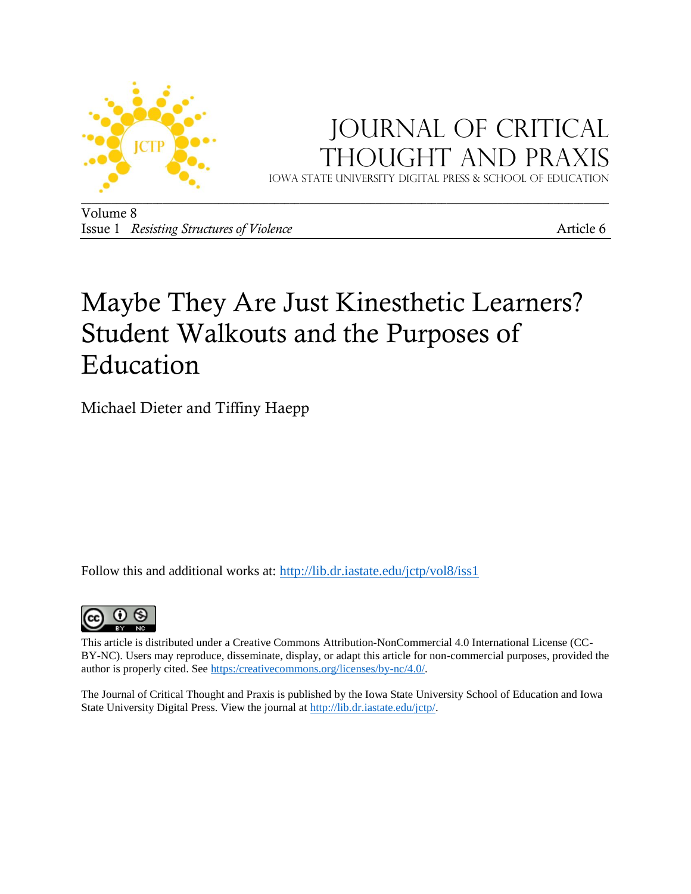# Journal of Critical Thought and Praxis

Iowa State University Digital Press & School of Education

Volume 8
Issue 1 *Resisting Structures of Violence* Article 6

# Maybe They Are Just Kinesthetic Learners? Student Walkouts and the Purposes of Education

Michael Dieter and Tiffiny Haepp

Follow this and additional works at: http://lib.dr.iastate.edu/jctp/vol8/iss1

This article is distributed under a Creative Commons Attribution-NonCommercial 4.0 International License (CC-BY-NC). Users may reproduce, disseminate, display, or adapt this article for non-commercial purposes, provided the author is properly cited. See https:/creativecommons.org/licenses/by-nc/4.0/.

The Journal of Critical Thought and Praxis is published by the Iowa State University School of Education and Iowa State University Digital Press. View the journal at http://lib.dr.iastate.edu/jctp/.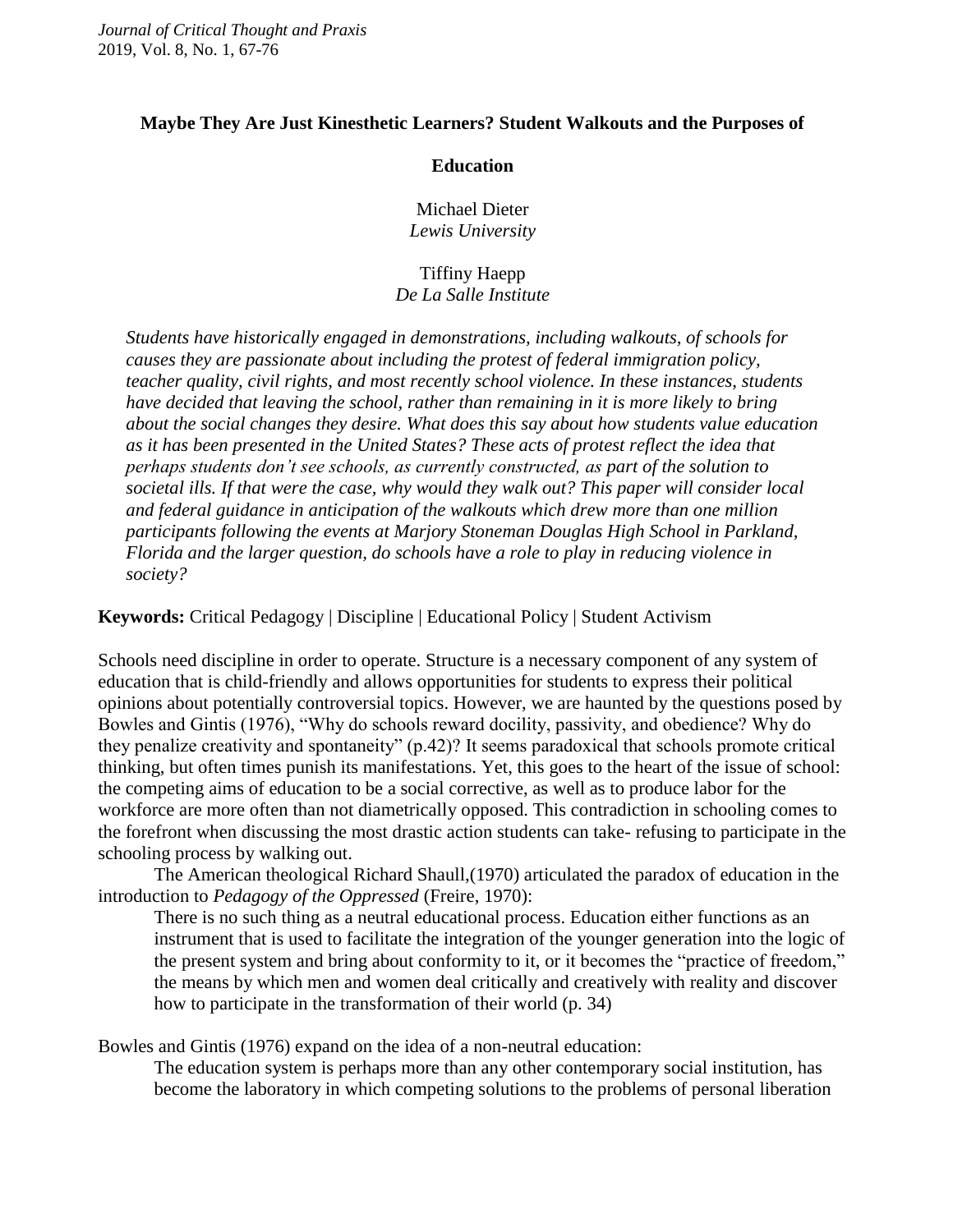**Maybe They Are Just Kinesthetic Learners? Student Walkouts and the Purposes of Education**

Michael Dieter
*Lewis University*

Tiffiny Haepp
*De La Salle Institute*

*Students have historically engaged in demonstrations, including walkouts, of schools for causes they are passionate about including the protest of federal immigration policy, teacher quality, civil rights, and most recently school violence. In these instances, students have decided that leaving the school, rather than remaining in it is more likely to bring about the social changes they desire. What does this say about how students value education as it has been presented in the United States? These acts of protest reflect the idea that perhaps students don't see schools, as currently constructed, as part of the solution to societal ills. If that were the case, why would they walk out? This paper will consider local and federal guidance in anticipation of the walkouts which drew more than one million participants following the events at Marjory Stoneman Douglas High School in Parkland, Florida and the larger question, do schools have a role to play in reducing violence in society?*

**Keywords:** Critical Pedagogy | Discipline | Educational Policy | Student Activism

Schools need discipline in order to operate. Structure is a necessary component of any system of education that is child-friendly and allows opportunities for students to express their political opinions about potentially controversial topics. However, we are haunted by the questions posed by Bowles and Gintis (1976), "Why do schools reward docility, passivity, and obedience? Why do they penalize creativity and spontaneity" (p.42)? It seems paradoxical that schools promote critical thinking, but often times punish its manifestations. Yet, this goes to the heart of the issue of school: the competing aims of education to be a social corrective, as well as to produce labor for the workforce are more often than not diametrically opposed. This contradiction in schooling comes to the forefront when discussing the most drastic action students can take- refusing to participate in the schooling process by walking out.

The American theological Richard Shaull,(1970) articulated the paradox of education in the introduction to *Pedagogy of the Oppressed* (Freire, 1970):

> There is no such thing as a neutral educational process. Education either functions as an instrument that is used to facilitate the integration of the younger generation into the logic of the present system and bring about conformity to it, or it becomes the "practice of freedom," the means by which men and women deal critically and creatively with reality and discover how to participate in the transformation of their world (p. 34)

Bowles and Gintis (1976) expand on the idea of a non-neutral education:

> The education system is perhaps more than any other contemporary social institution, has become the laboratory in which competing solutions to the problems of personal liberation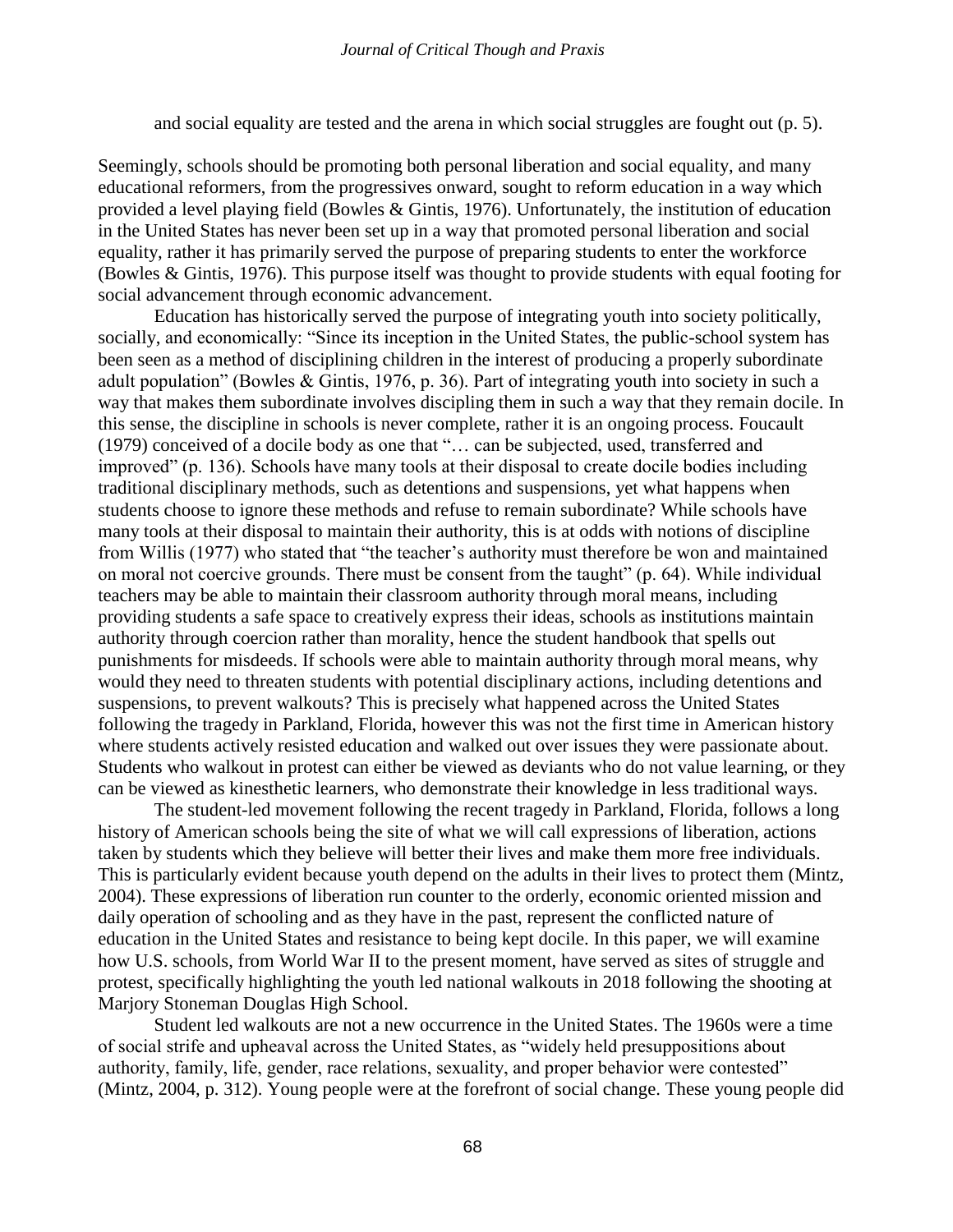and social equality are tested and the arena in which social struggles are fought out (p. 5).

Seemingly, schools should be promoting both personal liberation and social equality, and many educational reformers, from the progressives onward, sought to reform education in a way which provided a level playing field (Bowles & Gintis, 1976). Unfortunately, the institution of education in the United States has never been set up in a way that promoted personal liberation and social equality, rather it has primarily served the purpose of preparing students to enter the workforce (Bowles & Gintis, 1976). This purpose itself was thought to provide students with equal footing for social advancement through economic advancement.

Education has historically served the purpose of integrating youth into society politically, socially, and economically: "Since its inception in the United States, the public-school system has been seen as a method of disciplining children in the interest of producing a properly subordinate adult population" (Bowles & Gintis, 1976, p. 36). Part of integrating youth into society in such a way that makes them subordinate involves discipling them in such a way that they remain docile. In this sense, the discipline in schools is never complete, rather it is an ongoing process. Foucault (1979) conceived of a docile body as one that "… can be subjected, used, transferred and improved" (p. 136). Schools have many tools at their disposal to create docile bodies including traditional disciplinary methods, such as detentions and suspensions, yet what happens when students choose to ignore these methods and refuse to remain subordinate? While schools have many tools at their disposal to maintain their authority, this is at odds with notions of discipline from Willis (1977) who stated that "the teacher's authority must therefore be won and maintained on moral not coercive grounds. There must be consent from the taught" (p. 64). While individual teachers may be able to maintain their classroom authority through moral means, including providing students a safe space to creatively express their ideas, schools as institutions maintain authority through coercion rather than morality, hence the student handbook that spells out punishments for misdeeds. If schools were able to maintain authority through moral means, why would they need to threaten students with potential disciplinary actions, including detentions and suspensions, to prevent walkouts? This is precisely what happened across the United States following the tragedy in Parkland, Florida, however this was not the first time in American history where students actively resisted education and walked out over issues they were passionate about. Students who walkout in protest can either be viewed as deviants who do not value learning, or they can be viewed as kinesthetic learners, who demonstrate their knowledge in less traditional ways.

The student-led movement following the recent tragedy in Parkland, Florida, follows a long history of American schools being the site of what we will call expressions of liberation, actions taken by students which they believe will better their lives and make them more free individuals. This is particularly evident because youth depend on the adults in their lives to protect them (Mintz, 2004). These expressions of liberation run counter to the orderly, economic oriented mission and daily operation of schooling and as they have in the past, represent the conflicted nature of education in the United States and resistance to being kept docile. In this paper, we will examine how U.S. schools, from World War II to the present moment, have served as sites of struggle and protest, specifically highlighting the youth led national walkouts in 2018 following the shooting at Marjory Stoneman Douglas High School.

Student led walkouts are not a new occurrence in the United States. The 1960s were a time of social strife and upheaval across the United States, as "widely held presuppositions about authority, family, life, gender, race relations, sexuality, and proper behavior were contested" (Mintz, 2004, p. 312). Young people were at the forefront of social change. These young people did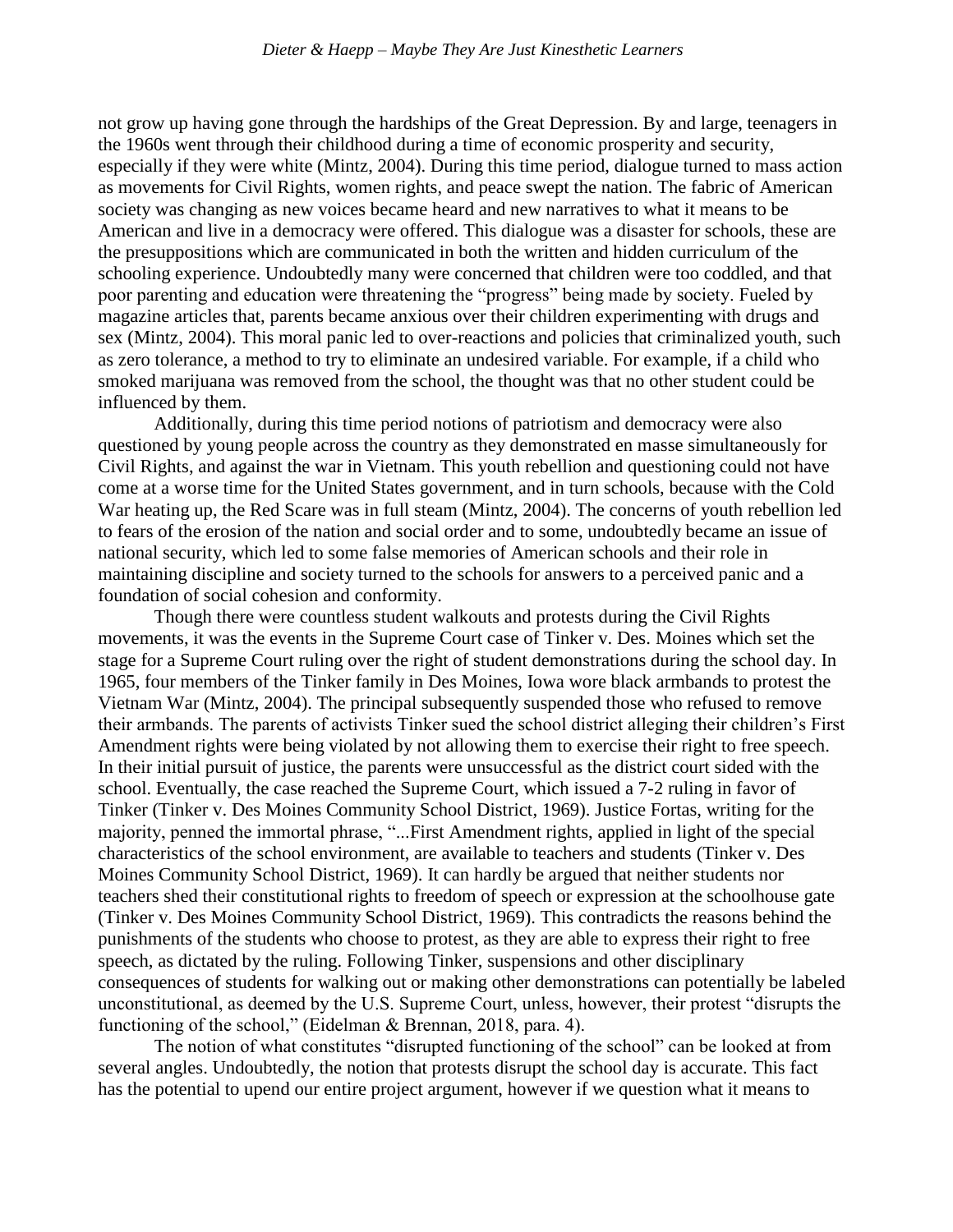not grow up having gone through the hardships of the Great Depression. By and large, teenagers in the 1960s went through their childhood during a time of economic prosperity and security, especially if they were white (Mintz, 2004). During this time period, dialogue turned to mass action as movements for Civil Rights, women rights, and peace swept the nation. The fabric of American society was changing as new voices became heard and new narratives to what it means to be American and live in a democracy were offered. This dialogue was a disaster for schools, these are the presuppositions which are communicated in both the written and hidden curriculum of the schooling experience. Undoubtedly many were concerned that children were too coddled, and that poor parenting and education were threatening the "progress" being made by society. Fueled by magazine articles that, parents became anxious over their children experimenting with drugs and sex (Mintz, 2004). This moral panic led to over-reactions and policies that criminalized youth, such as zero tolerance, a method to try to eliminate an undesired variable. For example, if a child who smoked marijuana was removed from the school, the thought was that no other student could be influenced by them.

Additionally, during this time period notions of patriotism and democracy were also questioned by young people across the country as they demonstrated en masse simultaneously for Civil Rights, and against the war in Vietnam. This youth rebellion and questioning could not have come at a worse time for the United States government, and in turn schools, because with the Cold War heating up, the Red Scare was in full steam (Mintz, 2004). The concerns of youth rebellion led to fears of the erosion of the nation and social order and to some, undoubtedly became an issue of national security, which led to some false memories of American schools and their role in maintaining discipline and society turned to the schools for answers to a perceived panic and a foundation of social cohesion and conformity.

Though there were countless student walkouts and protests during the Civil Rights movements, it was the events in the Supreme Court case of Tinker v. Des. Moines which set the stage for a Supreme Court ruling over the right of student demonstrations during the school day. In 1965, four members of the Tinker family in Des Moines, Iowa wore black armbands to protest the Vietnam War (Mintz, 2004). The principal subsequently suspended those who refused to remove their armbands. The parents of activists Tinker sued the school district alleging their children's First Amendment rights were being violated by not allowing them to exercise their right to free speech. In their initial pursuit of justice, the parents were unsuccessful as the district court sided with the school. Eventually, the case reached the Supreme Court, which issued a 7-2 ruling in favor of Tinker (Tinker v. Des Moines Community School District, 1969). Justice Fortas, writing for the majority, penned the immortal phrase, "...First Amendment rights, applied in light of the special characteristics of the school environment, are available to teachers and students (Tinker v. Des Moines Community School District, 1969). It can hardly be argued that neither students nor teachers shed their constitutional rights to freedom of speech or expression at the schoolhouse gate (Tinker v. Des Moines Community School District, 1969). This contradicts the reasons behind the punishments of the students who choose to protest, as they are able to express their right to free speech, as dictated by the ruling. Following Tinker, suspensions and other disciplinary consequences of students for walking out or making other demonstrations can potentially be labeled unconstitutional, as deemed by the U.S. Supreme Court, unless, however, their protest "disrupts the functioning of the school," (Eidelman & Brennan, 2018, para. 4).

The notion of what constitutes "disrupted functioning of the school" can be looked at from several angles. Undoubtedly, the notion that protests disrupt the school day is accurate. This fact has the potential to upend our entire project argument, however if we question what it means to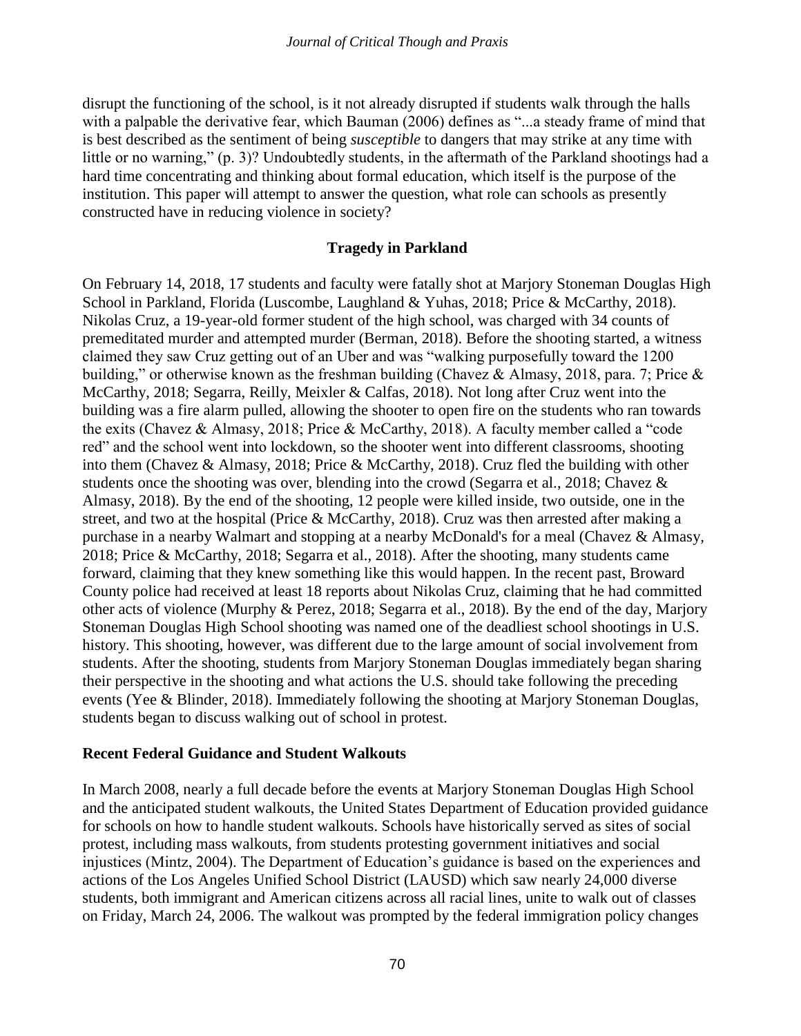disrupt the functioning of the school, is it not already disrupted if students walk through the halls with a palpable the derivative fear, which Bauman (2006) defines as "...a steady frame of mind that is best described as the sentiment of being *susceptible* to dangers that may strike at any time with little or no warning," (p. 3)? Undoubtedly students, in the aftermath of the Parkland shootings had a hard time concentrating and thinking about formal education, which itself is the purpose of the institution. This paper will attempt to answer the question, what role can schools as presently constructed have in reducing violence in society?

## Tragedy in Parkland

On February 14, 2018, 17 students and faculty were fatally shot at Marjory Stoneman Douglas High School in Parkland, Florida (Luscombe, Laughland & Yuhas, 2018; Price & McCarthy, 2018). Nikolas Cruz, a 19-year-old former student of the high school, was charged with 34 counts of premeditated murder and attempted murder (Berman, 2018). Before the shooting started, a witness claimed they saw Cruz getting out of an Uber and was "walking purposefully toward the 1200 building," or otherwise known as the freshman building (Chavez & Almasy, 2018, para. 7; Price & McCarthy, 2018; Segarra, Reilly, Meixler & Calfas, 2018). Not long after Cruz went into the building was a fire alarm pulled, allowing the shooter to open fire on the students who ran towards the exits (Chavez & Almasy, 2018; Price & McCarthy, 2018). A faculty member called a "code red" and the school went into lockdown, so the shooter went into different classrooms, shooting into them (Chavez & Almasy, 2018; Price & McCarthy, 2018). Cruz fled the building with other students once the shooting was over, blending into the crowd (Segarra et al., 2018; Chavez & Almasy, 2018). By the end of the shooting, 12 people were killed inside, two outside, one in the street, and two at the hospital (Price & McCarthy, 2018). Cruz was then arrested after making a purchase in a nearby Walmart and stopping at a nearby McDonald's for a meal (Chavez & Almasy, 2018; Price & McCarthy, 2018; Segarra et al., 2018). After the shooting, many students came forward, claiming that they knew something like this would happen. In the recent past, Broward County police had received at least 18 reports about Nikolas Cruz, claiming that he had committed other acts of violence (Murphy & Perez, 2018; Segarra et al., 2018). By the end of the day, Marjory Stoneman Douglas High School shooting was named one of the deadliest school shootings in U.S. history. This shooting, however, was different due to the large amount of social involvement from students. After the shooting, students from Marjory Stoneman Douglas immediately began sharing their perspective in the shooting and what actions the U.S. should take following the preceding events (Yee & Blinder, 2018). Immediately following the shooting at Marjory Stoneman Douglas, students began to discuss walking out of school in protest.

## Recent Federal Guidance and Student Walkouts

In March 2008, nearly a full decade before the events at Marjory Stoneman Douglas High School and the anticipated student walkouts, the United States Department of Education provided guidance for schools on how to handle student walkouts. Schools have historically served as sites of social protest, including mass walkouts, from students protesting government initiatives and social injustices (Mintz, 2004). The Department of Education's guidance is based on the experiences and actions of the Los Angeles Unified School District (LAUSD) which saw nearly 24,000 diverse students, both immigrant and American citizens across all racial lines, unite to walk out of classes on Friday, March 24, 2006. The walkout was prompted by the federal immigration policy changes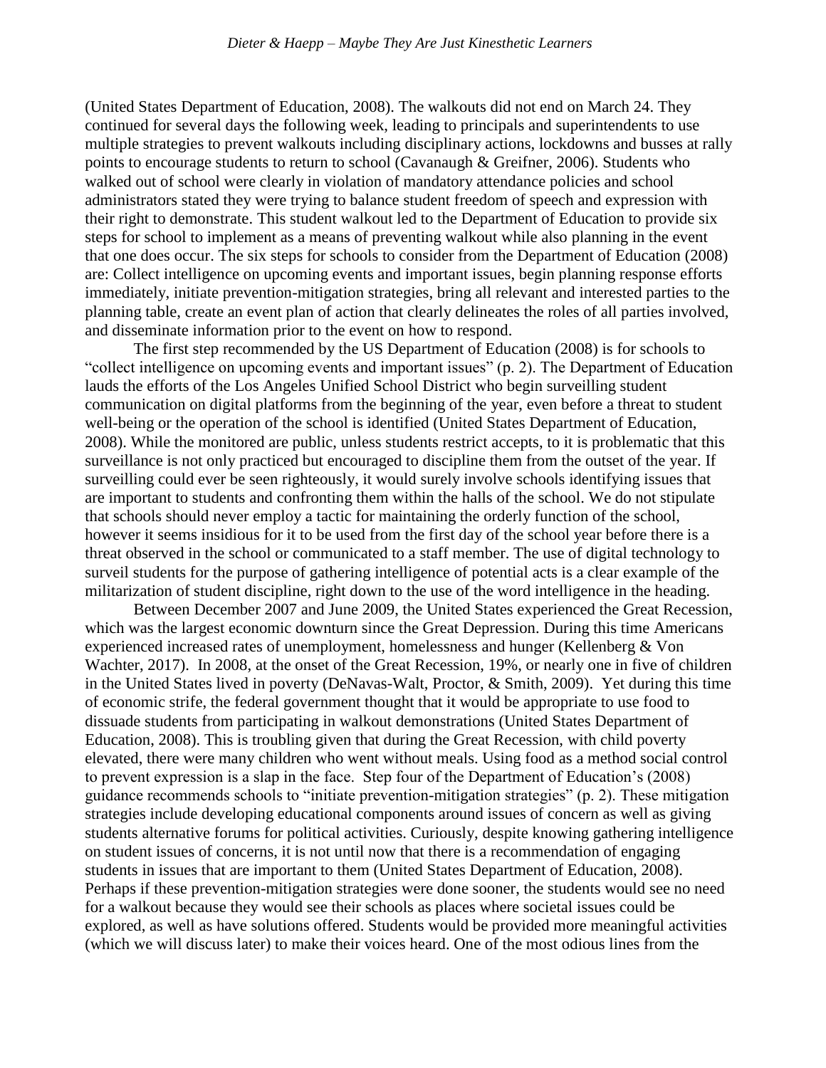(United States Department of Education, 2008). The walkouts did not end on March 24. They continued for several days the following week, leading to principals and superintendents to use multiple strategies to prevent walkouts including disciplinary actions, lockdowns and busses at rally points to encourage students to return to school (Cavanaugh & Greifner, 2006). Students who walked out of school were clearly in violation of mandatory attendance policies and school administrators stated they were trying to balance student freedom of speech and expression with their right to demonstrate. This student walkout led to the Department of Education to provide six steps for school to implement as a means of preventing walkout while also planning in the event that one does occur. The six steps for schools to consider from the Department of Education (2008) are: Collect intelligence on upcoming events and important issues, begin planning response efforts immediately, initiate prevention-mitigation strategies, bring all relevant and interested parties to the planning table, create an event plan of action that clearly delineates the roles of all parties involved, and disseminate information prior to the event on how to respond.

The first step recommended by the US Department of Education (2008) is for schools to "collect intelligence on upcoming events and important issues" (p. 2). The Department of Education lauds the efforts of the Los Angeles Unified School District who begin surveilling student communication on digital platforms from the beginning of the year, even before a threat to student well-being or the operation of the school is identified (United States Department of Education, 2008). While the monitored are public, unless students restrict accepts, to it is problematic that this surveillance is not only practiced but encouraged to discipline them from the outset of the year. If surveilling could ever be seen righteously, it would surely involve schools identifying issues that are important to students and confronting them within the halls of the school. We do not stipulate that schools should never employ a tactic for maintaining the orderly function of the school, however it seems insidious for it to be used from the first day of the school year before there is a threat observed in the school or communicated to a staff member. The use of digital technology to surveil students for the purpose of gathering intelligence of potential acts is a clear example of the militarization of student discipline, right down to the use of the word intelligence in the heading.

Between December 2007 and June 2009, the United States experienced the Great Recession, which was the largest economic downturn since the Great Depression. During this time Americans experienced increased rates of unemployment, homelessness and hunger (Kellenberg & Von Wachter, 2017). In 2008, at the onset of the Great Recession, 19%, or nearly one in five of children in the United States lived in poverty (DeNavas-Walt, Proctor, & Smith, 2009). Yet during this time of economic strife, the federal government thought that it would be appropriate to use food to dissuade students from participating in walkout demonstrations (United States Department of Education, 2008). This is troubling given that during the Great Recession, with child poverty elevated, there were many children who went without meals. Using food as a method social control to prevent expression is a slap in the face. Step four of the Department of Education's (2008) guidance recommends schools to "initiate prevention-mitigation strategies" (p. 2). These mitigation strategies include developing educational components around issues of concern as well as giving students alternative forums for political activities. Curiously, despite knowing gathering intelligence on student issues of concerns, it is not until now that there is a recommendation of engaging students in issues that are important to them (United States Department of Education, 2008). Perhaps if these prevention-mitigation strategies were done sooner, the students would see no need for a walkout because they would see their schools as places where societal issues could be explored, as well as have solutions offered. Students would be provided more meaningful activities (which we will discuss later) to make their voices heard. One of the most odious lines from the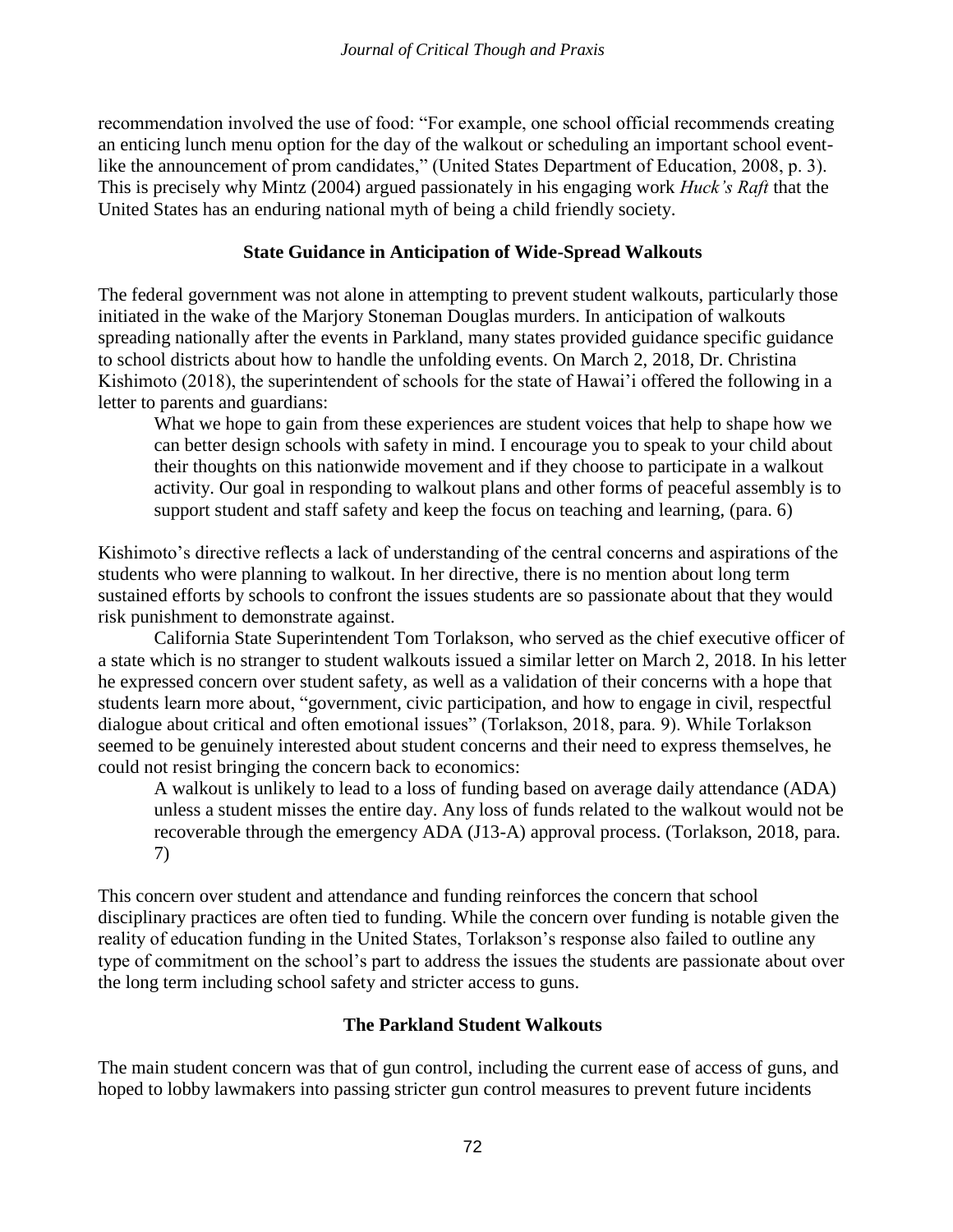recommendation involved the use of food: "For example, one school official recommends creating an enticing lunch menu option for the day of the walkout or scheduling an important school event-like the announcement of prom candidates," (United States Department of Education, 2008, p. 3). This is precisely why Mintz (2004) argued passionately in his engaging work *Huck's Raft* that the United States has an enduring national myth of being a child friendly society.

## State Guidance in Anticipation of Wide-Spread Walkouts

The federal government was not alone in attempting to prevent student walkouts, particularly those initiated in the wake of the Marjory Stoneman Douglas murders. In anticipation of walkouts spreading nationally after the events in Parkland, many states provided guidance specific guidance to school districts about how to handle the unfolding events. On March 2, 2018, Dr. Christina Kishimoto (2018), the superintendent of schools for the state of Hawai'i offered the following in a letter to parents and guardians:

> What we hope to gain from these experiences are student voices that help to shape how we can better design schools with safety in mind. I encourage you to speak to your child about their thoughts on this nationwide movement and if they choose to participate in a walkout activity. Our goal in responding to walkout plans and other forms of peaceful assembly is to support student and staff safety and keep the focus on teaching and learning, (para. 6)

Kishimoto's directive reflects a lack of understanding of the central concerns and aspirations of the students who were planning to walkout. In her directive, there is no mention about long term sustained efforts by schools to confront the issues students are so passionate about that they would risk punishment to demonstrate against.

California State Superintendent Tom Torlakson, who served as the chief executive officer of a state which is no stranger to student walkouts issued a similar letter on March 2, 2018. In his letter he expressed concern over student safety, as well as a validation of their concerns with a hope that students learn more about, "government, civic participation, and how to engage in civil, respectful dialogue about critical and often emotional issues" (Torlakson, 2018, para. 9). While Torlakson seemed to be genuinely interested about student concerns and their need to express themselves, he could not resist bringing the concern back to economics:

> A walkout is unlikely to lead to a loss of funding based on average daily attendance (ADA) unless a student misses the entire day. Any loss of funds related to the walkout would not be recoverable through the emergency ADA (J13-A) approval process. (Torlakson, 2018, para. 7)

This concern over student and attendance and funding reinforces the concern that school disciplinary practices are often tied to funding. While the concern over funding is notable given the reality of education funding in the United States, Torlakson's response also failed to outline any type of commitment on the school's part to address the issues the students are passionate about over the long term including school safety and stricter access to guns.

## The Parkland Student Walkouts

The main student concern was that of gun control, including the current ease of access of guns, and hoped to lobby lawmakers into passing stricter gun control measures to prevent future incidents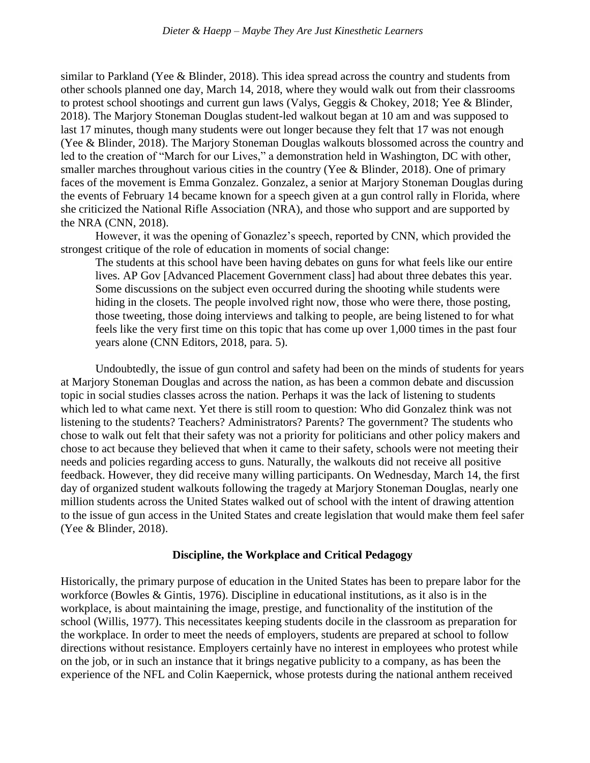similar to Parkland (Yee & Blinder, 2018). This idea spread across the country and students from other schools planned one day, March 14, 2018, where they would walk out from their classrooms to protest school shootings and current gun laws (Valys, Geggis & Chokey, 2018; Yee & Blinder, 2018). The Marjory Stoneman Douglas student-led walkout began at 10 am and was supposed to last 17 minutes, though many students were out longer because they felt that 17 was not enough (Yee & Blinder, 2018). The Marjory Stoneman Douglas walkouts blossomed across the country and led to the creation of "March for our Lives," a demonstration held in Washington, DC with other, smaller marches throughout various cities in the country (Yee & Blinder, 2018). One of primary faces of the movement is Emma Gonzalez. Gonzalez, a senior at Marjory Stoneman Douglas during the events of February 14 became known for a speech given at a gun control rally in Florida, where she criticized the National Rifle Association (NRA), and those who support and are supported by the NRA (CNN, 2018).

However, it was the opening of Gonazlez's speech, reported by CNN, which provided the strongest critique of the role of education in moments of social change:

> The students at this school have been having debates on guns for what feels like our entire lives. AP Gov [Advanced Placement Government class] had about three debates this year. Some discussions on the subject even occurred during the shooting while students were hiding in the closets. The people involved right now, those who were there, those posting, those tweeting, those doing interviews and talking to people, are being listened to for what feels like the very first time on this topic that has come up over 1,000 times in the past four years alone (CNN Editors, 2018, para. 5).

Undoubtedly, the issue of gun control and safety had been on the minds of students for years at Marjory Stoneman Douglas and across the nation, as has been a common debate and discussion topic in social studies classes across the nation. Perhaps it was the lack of listening to students which led to what came next. Yet there is still room to question: Who did Gonzalez think was not listening to the students? Teachers? Administrators? Parents? The government? The students who chose to walk out felt that their safety was not a priority for politicians and other policy makers and chose to act because they believed that when it came to their safety, schools were not meeting their needs and policies regarding access to guns. Naturally, the walkouts did not receive all positive feedback. However, they did receive many willing participants. On Wednesday, March 14, the first day of organized student walkouts following the tragedy at Marjory Stoneman Douglas, nearly one million students across the United States walked out of school with the intent of drawing attention to the issue of gun access in the United States and create legislation that would make them feel safer (Yee & Blinder, 2018).

## Discipline, the Workplace and Critical Pedagogy

Historically, the primary purpose of education in the United States has been to prepare labor for the workforce (Bowles & Gintis, 1976). Discipline in educational institutions, as it also is in the workplace, is about maintaining the image, prestige, and functionality of the institution of the school (Willis, 1977). This necessitates keeping students docile in the classroom as preparation for the workplace. In order to meet the needs of employers, students are prepared at school to follow directions without resistance. Employers certainly have no interest in employees who protest while on the job, or in such an instance that it brings negative publicity to a company, as has been the experience of the NFL and Colin Kaepernick, whose protests during the national anthem received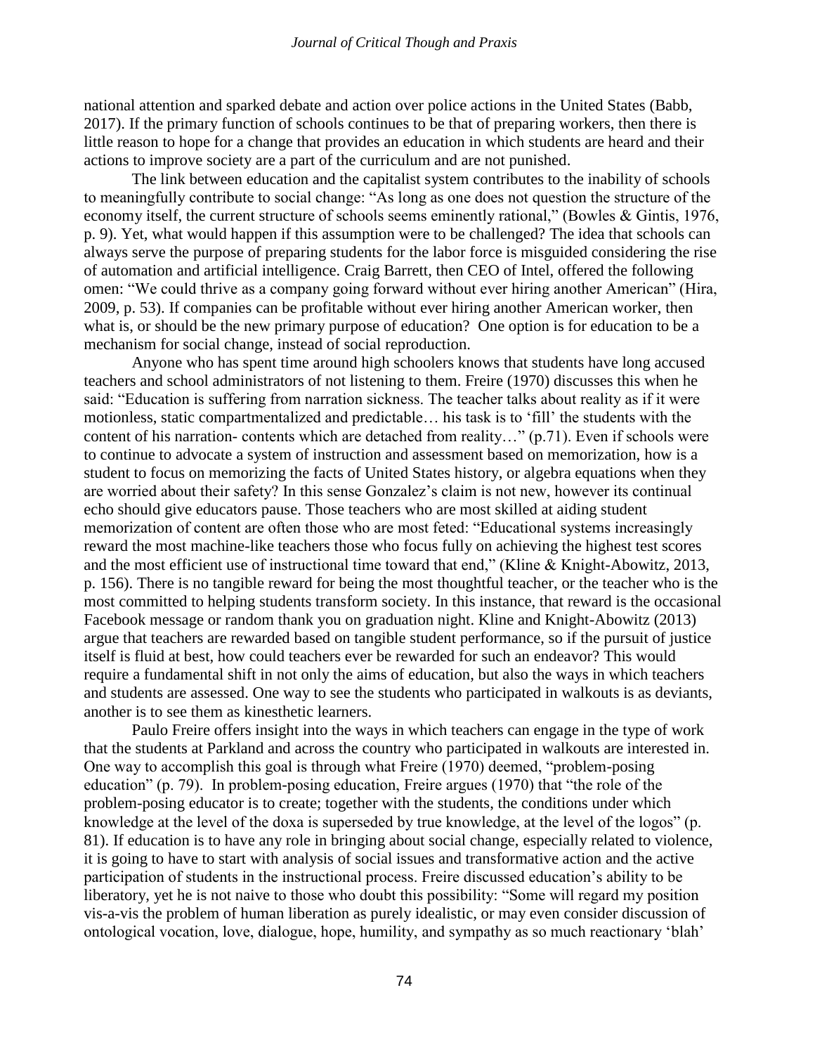national attention and sparked debate and action over police actions in the United States (Babb, 2017). If the primary function of schools continues to be that of preparing workers, then there is little reason to hope for a change that provides an education in which students are heard and their actions to improve society are a part of the curriculum and are not punished.

The link between education and the capitalist system contributes to the inability of schools to meaningfully contribute to social change: "As long as one does not question the structure of the economy itself, the current structure of schools seems eminently rational," (Bowles & Gintis, 1976, p. 9). Yet, what would happen if this assumption were to be challenged? The idea that schools can always serve the purpose of preparing students for the labor force is misguided considering the rise of automation and artificial intelligence. Craig Barrett, then CEO of Intel, offered the following omen: "We could thrive as a company going forward without ever hiring another American" (Hira, 2009, p. 53). If companies can be profitable without ever hiring another American worker, then what is, or should be the new primary purpose of education? One option is for education to be a mechanism for social change, instead of social reproduction.

Anyone who has spent time around high schoolers knows that students have long accused teachers and school administrators of not listening to them. Freire (1970) discusses this when he said: "Education is suffering from narration sickness. The teacher talks about reality as if it were motionless, static compartmentalized and predictable… his task is to 'fill' the students with the content of his narration- contents which are detached from reality…" (p.71). Even if schools were to continue to advocate a system of instruction and assessment based on memorization, how is a student to focus on memorizing the facts of United States history, or algebra equations when they are worried about their safety? In this sense Gonzalez's claim is not new, however its continual echo should give educators pause. Those teachers who are most skilled at aiding student memorization of content are often those who are most feted: "Educational systems increasingly reward the most machine-like teachers those who focus fully on achieving the highest test scores and the most efficient use of instructional time toward that end," (Kline & Knight-Abowitz, 2013, p. 156). There is no tangible reward for being the most thoughtful teacher, or the teacher who is the most committed to helping students transform society. In this instance, that reward is the occasional Facebook message or random thank you on graduation night. Kline and Knight-Abowitz (2013) argue that teachers are rewarded based on tangible student performance, so if the pursuit of justice itself is fluid at best, how could teachers ever be rewarded for such an endeavor? This would require a fundamental shift in not only the aims of education, but also the ways in which teachers and students are assessed. One way to see the students who participated in walkouts is as deviants, another is to see them as kinesthetic learners.

Paulo Freire offers insight into the ways in which teachers can engage in the type of work that the students at Parkland and across the country who participated in walkouts are interested in. One way to accomplish this goal is through what Freire (1970) deemed, "problem-posing education" (p. 79). In problem-posing education, Freire argues (1970) that "the role of the problem-posing educator is to create; together with the students, the conditions under which knowledge at the level of the doxa is superseded by true knowledge, at the level of the logos" (p. 81). If education is to have any role in bringing about social change, especially related to violence, it is going to have to start with analysis of social issues and transformative action and the active participation of students in the instructional process. Freire discussed education's ability to be liberatory, yet he is not naive to those who doubt this possibility: "Some will regard my position vis-a-vis the problem of human liberation as purely idealistic, or may even consider discussion of ontological vocation, love, dialogue, hope, humility, and sympathy as so much reactionary 'blah'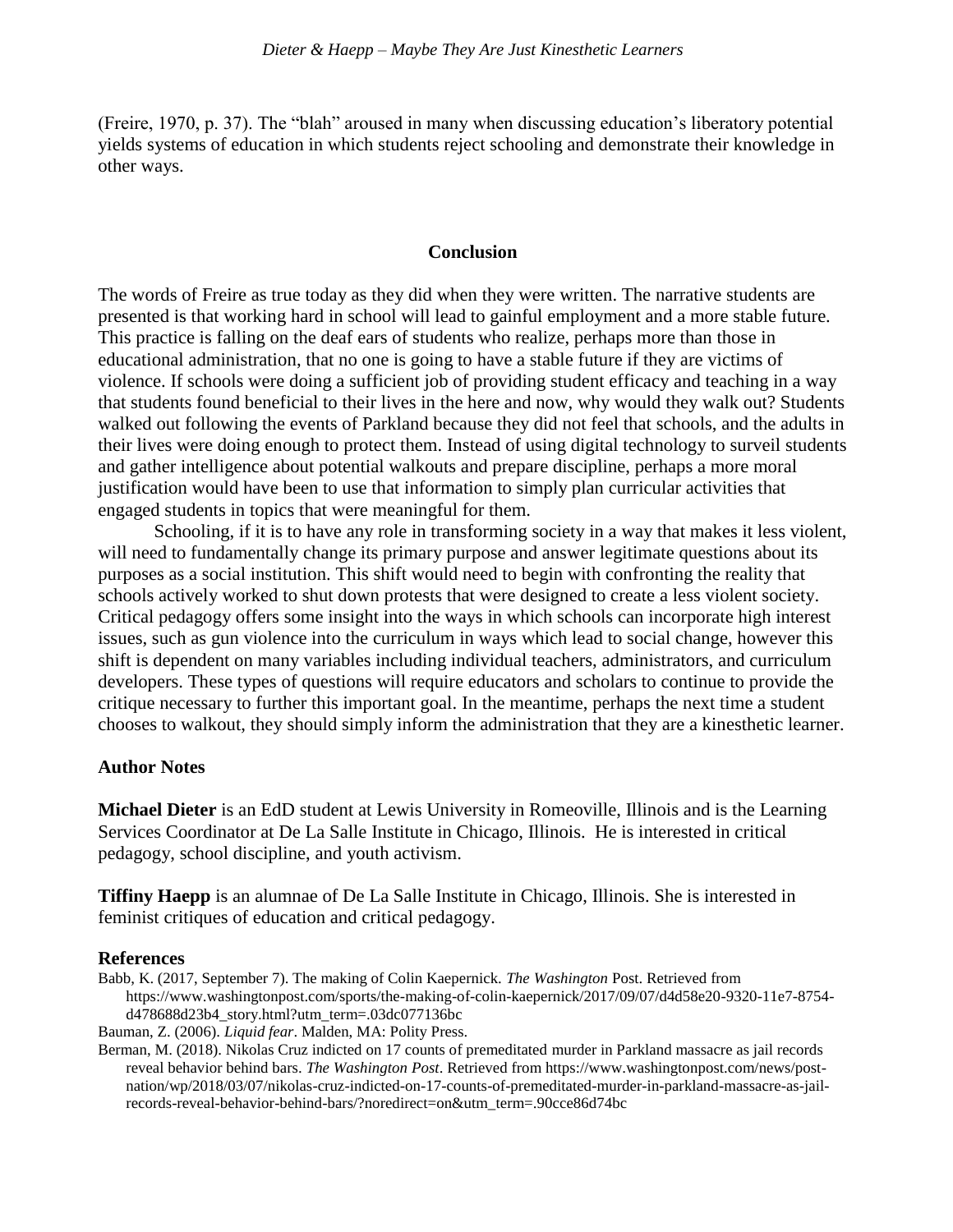(Freire, 1970, p. 37). The "blah" aroused in many when discussing education's liberatory potential yields systems of education in which students reject schooling and demonstrate their knowledge in other ways.

## Conclusion

The words of Freire as true today as they did when they were written. The narrative students are presented is that working hard in school will lead to gainful employment and a more stable future. This practice is falling on the deaf ears of students who realize, perhaps more than those in educational administration, that no one is going to have a stable future if they are victims of violence. If schools were doing a sufficient job of providing student efficacy and teaching in a way that students found beneficial to their lives in the here and now, why would they walk out? Students walked out following the events of Parkland because they did not feel that schools, and the adults in their lives were doing enough to protect them. Instead of using digital technology to surveil students and gather intelligence about potential walkouts and prepare discipline, perhaps a more moral justification would have been to use that information to simply plan curricular activities that engaged students in topics that were meaningful for them.

Schooling, if it is to have any role in transforming society in a way that makes it less violent, will need to fundamentally change its primary purpose and answer legitimate questions about its purposes as a social institution. This shift would need to begin with confronting the reality that schools actively worked to shut down protests that were designed to create a less violent society. Critical pedagogy offers some insight into the ways in which schools can incorporate high interest issues, such as gun violence into the curriculum in ways which lead to social change, however this shift is dependent on many variables including individual teachers, administrators, and curriculum developers. These types of questions will require educators and scholars to continue to provide the critique necessary to further this important goal. In the meantime, perhaps the next time a student chooses to walkout, they should simply inform the administration that they are a kinesthetic learner.

### Author Notes

**Michael Dieter** is an EdD student at Lewis University in Romeoville, Illinois and is the Learning Services Coordinator at De La Salle Institute in Chicago, Illinois. He is interested in critical pedagogy, school discipline, and youth activism.

**Tiffiny Haepp** is an alumnae of De La Salle Institute in Chicago, Illinois. She is interested in feminist critiques of education and critical pedagogy.

### References

Babb, K. (2017, September 7). The making of Colin Kaepernick. *The Washington* Post. Retrieved from https://www.washingtonpost.com/sports/the-making-of-colin-kaepernick/2017/09/07/d4d58e20-9320-11e7-8754-d478688d23b4_story.html?utm_term=.03dc077136bc

Bauman, Z. (2006). *Liquid fear*. Malden, MA: Polity Press.

Berman, M. (2018). Nikolas Cruz indicted on 17 counts of premeditated murder in Parkland massacre as jail records reveal behavior behind bars. *The Washington Post*. Retrieved from https://www.washingtonpost.com/news/post-nation/wp/2018/03/07/nikolas-cruz-indicted-on-17-counts-of-premeditated-murder-in-parkland-massacre-as-jail-records-reveal-behavior-behind-bars/?noredirect=on&utm_term=.90cce86d74bc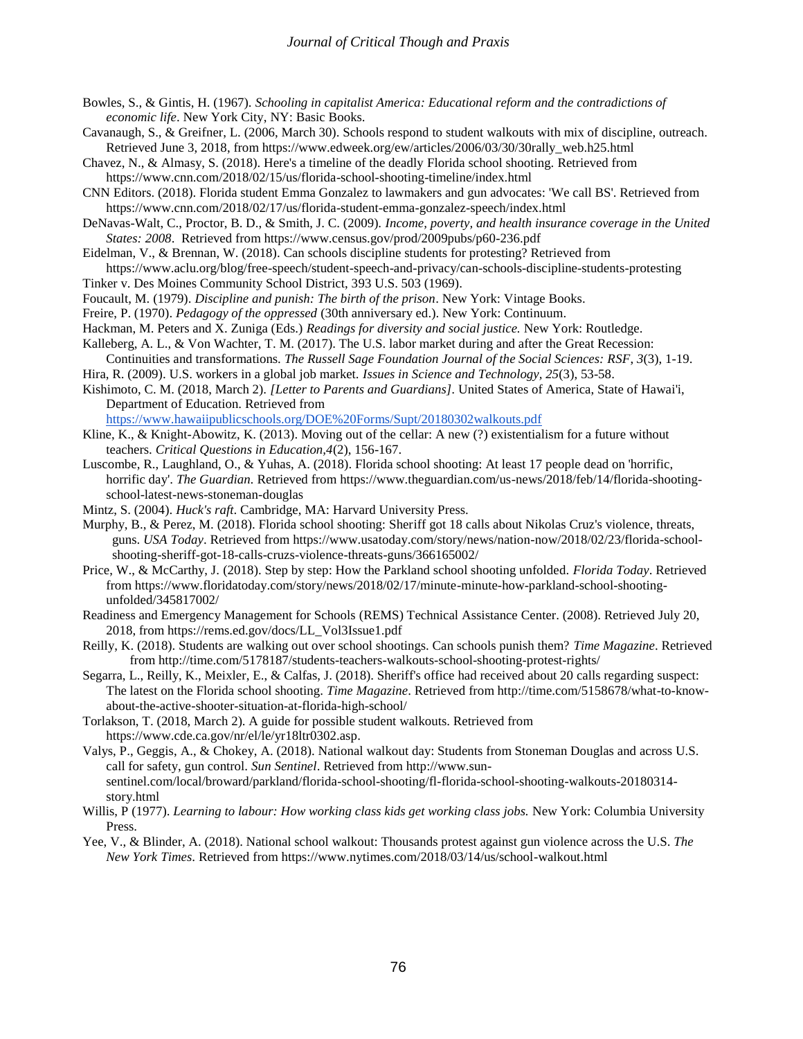Bowles, S., & Gintis, H. (1967). *Schooling in capitalist America: Educational reform and the contradictions of economic life*. New York City, NY: Basic Books.

Cavanaugh, S., & Greifner, L. (2006, March 30). Schools respond to student walkouts with mix of discipline, outreach. Retrieved June 3, 2018, from https://www.edweek.org/ew/articles/2006/03/30/30rally_web.h25.html

Chavez, N., & Almasy, S. (2018). Here's a timeline of the deadly Florida school shooting. Retrieved from https://www.cnn.com/2018/02/15/us/florida-school-shooting-timeline/index.html

CNN Editors. (2018). Florida student Emma Gonzalez to lawmakers and gun advocates: 'We call BS'. Retrieved from https://www.cnn.com/2018/02/17/us/florida-student-emma-gonzalez-speech/index.html

DeNavas-Walt, C., Proctor, B. D., & Smith, J. C. (2009). *Income, poverty, and health insurance coverage in the United States: 2008*. Retrieved from https://www.census.gov/prod/2009pubs/p60-236.pdf

Eidelman, V., & Brennan, W. (2018). Can schools discipline students for protesting? Retrieved from https://www.aclu.org/blog/free-speech/student-speech-and-privacy/can-schools-discipline-students-protesting

Tinker v. Des Moines Community School District, 393 U.S. 503 (1969).

Foucault, M. (1979). *Discipline and punish: The birth of the prison*. New York: Vintage Books.

Freire, P. (1970). *Pedagogy of the oppressed* (30th anniversary ed.). New York: Continuum.

Hackman, M. Peters and X. Zuniga (Eds.) *Readings for diversity and social justice.* New York: Routledge.

Kalleberg, A. L., & Von Wachter, T. M. (2017). The U.S. labor market during and after the Great Recession: Continuities and transformations. *The Russell Sage Foundation Journal of the Social Sciences: RSF, 3*(3), 1-19.

Hira, R. (2009). U.S. workers in a global job market. *Issues in Science and Technology, 25*(3), 53-58.

Kishimoto, C. M. (2018, March 2). *[Letter to Parents and Guardians]*. United States of America, State of Hawai'i, Department of Education. Retrieved from https://www.hawaiipublicschools.org/DOE%20Forms/Supt/20180302walkouts.pdf

Kline, K., & Knight-Abowitz, K. (2013). Moving out of the cellar: A new (?) existentialism for a future without teachers. *Critical Questions in Education,4*(2), 156-167.

Luscombe, R., Laughland, O., & Yuhas, A. (2018). Florida school shooting: At least 17 people dead on 'horrific, horrific day'. *The Guardian.* Retrieved from https://www.theguardian.com/us-news/2018/feb/14/florida-shooting-school-latest-news-stoneman-douglas

Mintz, S. (2004). *Huck's raft*. Cambridge, MA: Harvard University Press.

Murphy, B., & Perez, M. (2018). Florida school shooting: Sheriff got 18 calls about Nikolas Cruz's violence, threats, guns. *USA Today*. Retrieved from https://www.usatoday.com/story/news/nation-now/2018/02/23/florida-school-shooting-sheriff-got-18-calls-cruzs-violence-threats-guns/366165002/

Price, W., & McCarthy, J. (2018). Step by step: How the Parkland school shooting unfolded. *Florida Today*. Retrieved from https://www.floridatoday.com/story/news/2018/02/17/minute-minute-how-parkland-school-shooting-unfolded/345817002/

Readiness and Emergency Management for Schools (REMS) Technical Assistance Center. (2008). Retrieved July 20, 2018, from https://rems.ed.gov/docs/LL_Vol3Issue1.pdf

Reilly, K. (2018). Students are walking out over school shootings. Can schools punish them? *Time Magazine*. Retrieved from http://time.com/5178187/students-teachers-walkouts-school-shooting-protest-rights/

Segarra, L., Reilly, K., Meixler, E., & Calfas, J. (2018). Sheriff's office had received about 20 calls regarding suspect: The latest on the Florida school shooting. *Time Magazine*. Retrieved from http://time.com/5158678/what-to-know-about-the-active-shooter-situation-at-florida-high-school/

Torlakson, T. (2018, March 2). A guide for possible student walkouts. Retrieved from https://www.cde.ca.gov/nr/el/le/yr18ltr0302.asp.

Valys, P., Geggis, A., & Chokey, A. (2018). National walkout day: Students from Stoneman Douglas and across U.S. call for safety, gun control. *Sun Sentinel*. Retrieved from http://www.sun-sentinel.com/local/broward/parkland/florida-school-shooting/fl-florida-school-shooting-walkouts-20180314-story.html

Willis, P (1977). *Learning to labour: How working class kids get working class jobs.* New York: Columbia University Press.

Yee, V., & Blinder, A. (2018). National school walkout: Thousands protest against gun violence across the U.S. *The New York Times*. Retrieved from https://www.nytimes.com/2018/03/14/us/school-walkout.html